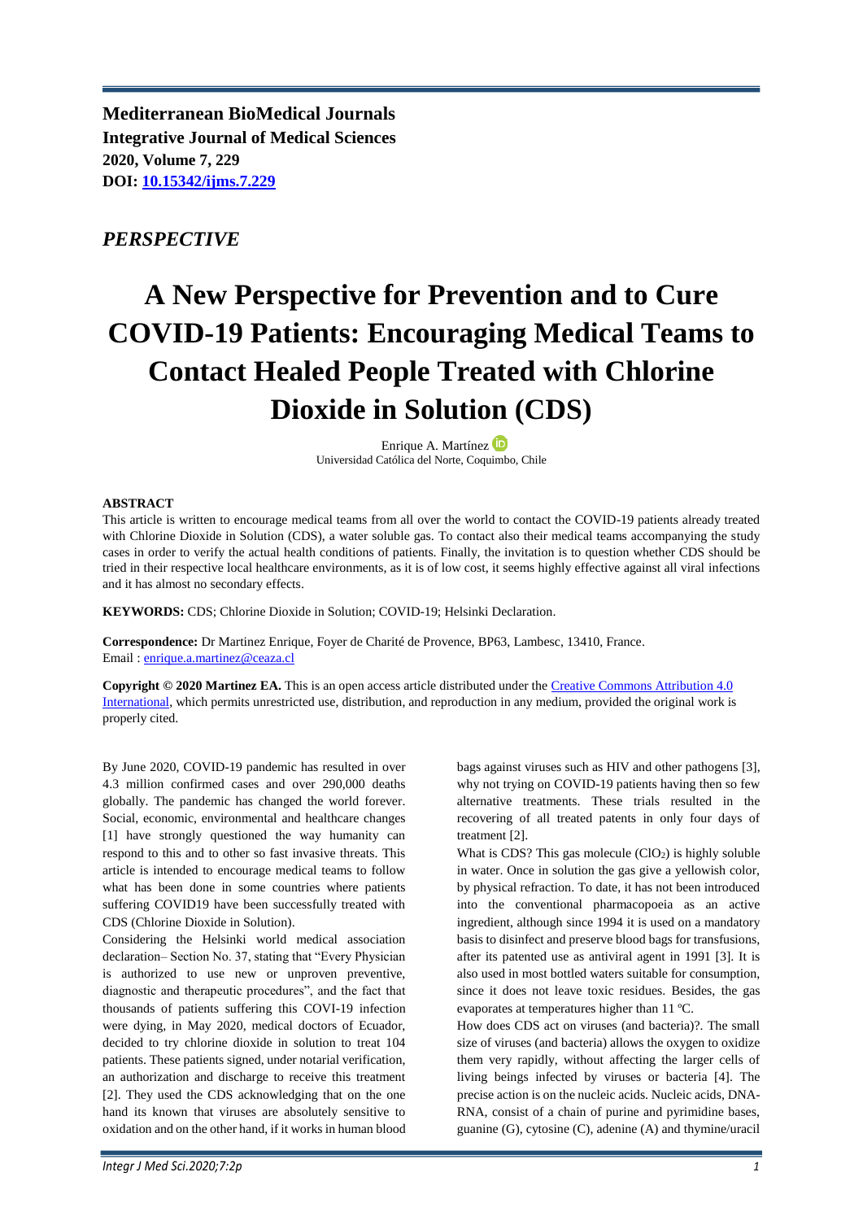**Mediterranean BioMedical Journals**
**Integrative Journal of Medical Sciences**
**2020, Volume 7, 229**
**DOI: [10.15342/ijms.7.229](https://doi.org/10.15342/ijms.7.229)**

***PERSPECTIVE***

# A New Perspective for Prevention and to Cure COVID-19 Patients: Encouraging Medical Teams to Contact Healed People Treated with Chlorine Dioxide in Solution (CDS)

Enrique A. Martínez
Universidad Católica del Norte, Coquimbo, Chile

**ABSTRACT**

This article is written to encourage medical teams from all over the world to contact the COVID-19 patients already treated with Chlorine Dioxide in Solution (CDS), a water soluble gas. To contact also their medical teams accompanying the study cases in order to verify the actual health conditions of patients. Finally, the invitation is to question whether CDS should be tried in their respective local healthcare environments, as it is of low cost, it seems highly effective against all viral infections and it has almost no secondary effects.

**KEYWORDS:** CDS; Chlorine Dioxide in Solution; COVID-19; Helsinki Declaration.

**Correspondence:** Dr Martinez Enrique, Foyer de Charité de Provence, BP63, Lambesc, 13410, France.
Email : [enrique.a.martinez@ceaza.cl](mailto:enrique.a.martinez@ceaza.cl)

**Copyright © 2020 Martinez EA.** This is an open access article distributed under the [Creative Commons Attribution 4.0 International](https://creativecommons.org/licenses/by/4.0/), which permits unrestricted use, distribution, and reproduction in any medium, provided the original work is properly cited.

By June 2020, COVID-19 pandemic has resulted in over 4.3 million confirmed cases and over 290,000 deaths globally. The pandemic has changed the world forever. Social, economic, environmental and healthcare changes [1] have strongly questioned the way humanity can respond to this and to other so fast invasive threats. This article is intended to encourage medical teams to follow what has been done in some countries where patients suffering COVID19 have been successfully treated with CDS (Chlorine Dioxide in Solution).

Considering the Helsinki world medical association declaration– Section No. 37, stating that "Every Physician is authorized to use new or unproven preventive, diagnostic and therapeutic procedures", and the fact that thousands of patients suffering this COVI-19 infection were dying, in May 2020, medical doctors of Ecuador, decided to try chlorine dioxide in solution to treat 104 patients. These patients signed, under notarial verification, an authorization and discharge to receive this treatment [2]. They used the CDS acknowledging that on the one hand its known that viruses are absolutely sensitive to oxidation and on the other hand, if it works in human blood bags against viruses such as HIV and other pathogens [3], why not trying on COVID-19 patients having then so few alternative treatments. These trials resulted in the recovering of all treated patents in only four days of treatment [2].

What is CDS? This gas molecule ($ClO_2$) is highly soluble in water. Once in solution the gas give a yellowish color, by physical refraction. To date, it has not been introduced into the conventional pharmacopoeia as an active ingredient, although since 1994 it is used on a mandatory basis to disinfect and preserve blood bags for transfusions, after its patented use as antiviral agent in 1991 [3]. It is also used in most bottled waters suitable for consumption, since it does not leave toxic residues. Besides, the gas evaporates at temperatures higher than 11 ºC.

How does CDS act on viruses (and bacteria)?. The small size of viruses (and bacteria) allows the oxygen to oxidize them very rapidly, without affecting the larger cells of living beings infected by viruses or bacteria [4]. The precise action is on the nucleic acids. Nucleic acids, DNA-RNA, consist of a chain of purine and pyrimidine bases, guanine (G), cytosine (C), adenine (A) and thymine/uracil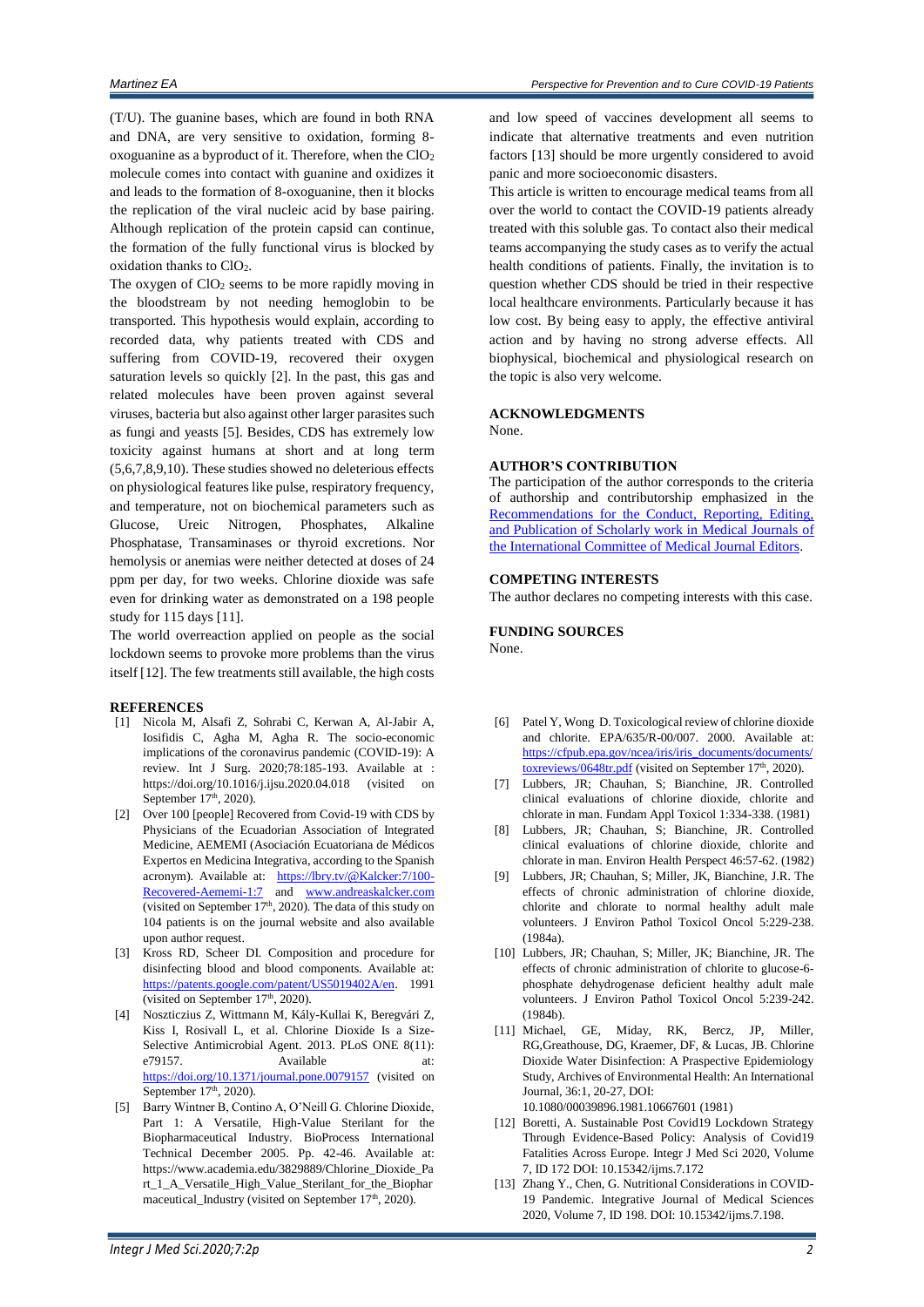(T/U). The guanine bases, which are found in both RNA and DNA, are very sensitive to oxidation, forming 8-oxoguanine as a byproduct of it. Therefore, when the $ClO_2$ molecule comes into contact with guanine and oxidizes it and leads to the formation of 8-oxoguanine, then it blocks the replication of the viral nucleic acid by base pairing. Although replication of the protein capsid can continue, the formation of the fully functional virus is blocked by oxidation thanks to $ClO_2$.

The oxygen of $ClO_2$ seems to be more rapidly moving in the bloodstream by not needing hemoglobin to be transported. This hypothesis would explain, according to recorded data, why patients treated with CDS and suffering from COVID-19, recovered their oxygen saturation levels so quickly [2]. In the past, this gas and related molecules have been proven against several viruses, bacteria but also against other larger parasites such as fungi and yeasts [5]. Besides, CDS has extremely low toxicity against humans at short and at long term (5,6,7,8,9,10). These studies showed no deleterious effects on physiological features like pulse, respiratory frequency, and temperature, not on biochemical parameters such as Glucose, Ureic Nitrogen, Phosphates, Alkaline Phosphatase, Transaminases or thyroid excretions. Nor hemolysis or anemias were neither detected at doses of 24 ppm per day, for two weeks. Chlorine dioxide was safe even for drinking water as demonstrated on a 198 people study for 115 days [11].

The world overreaction applied on people as the social lockdown seems to provoke more problems than the virus itself [12]. The few treatments still available, the high costs and low speed of vaccines development all seems to indicate that alternative treatments and even nutrition factors [13] should be more urgently considered to avoid panic and more socioeconomic disasters.

This article is written to encourage medical teams from all over the world to contact the COVID-19 patients already treated with this soluble gas. To contact also their medical teams accompanying the study cases as to verify the actual health conditions of patients. Finally, the invitation is to question whether CDS should be tried in their respective local healthcare environments. Particularly because it has low cost. By being easy to apply, the effective antiviral action and by having no strong adverse effects. All biophysical, biochemical and physiological research on the topic is also very welcome.

## ACKNOWLEDGMENTS

None.

## AUTHOR'S CONTRIBUTION

The participation of the author corresponds to the criteria of authorship and contributorship emphasized in the Recommendations for the Conduct, Reporting, Editing, and Publication of Scholarly work in Medical Journals of the International Committee of Medical Journal Editors.

## COMPETING INTERESTS

The author declares no competing interests with this case.

## FUNDING SOURCES

None.

## REFERENCES

[1] Nicola M, Alsafi Z, Sohrabi C, Kerwan A, Al-Jabir A, Iosifidis C, Agha M, Agha R. The socio-economic implications of the coronavirus pandemic (COVID-19): A review. Int J Surg. 2020;78:185-193. Available at : https://doi.org/10.1016/j.ijsu.2020.04.018 (visited on September 17th, 2020).

[2] Over 100 [people] Recovered from Covid-19 with CDS by Physicians of the Ecuadorian Association of Integrated Medicine, AEMEMI (Asociación Ecuatoriana de Médicos Expertos en Medicina Integrativa, according to the Spanish acronym). Available at: https://lbry.tv/@Kalcker:7/100-Recovered-Aememi-1:7 and www.andreaskalcker.com (visited on September 17th, 2020). The data of this study on 104 patients is on the journal website and also available upon author request.

[3] Kross RD, Scheer DI. Composition and procedure for disinfecting blood and blood components. Available at: https://patents.google.com/patent/US5019402A/en. 1991 (visited on September 17th, 2020).

[4] Noszticzius Z, Wittmann M, Kály-Kullai K, Beregvári Z, Kiss I, Rosivall L, et al. Chlorine Dioxide Is a Size-Selective Antimicrobial Agent. 2013. PLoS ONE 8(11): e79157. Available at: https://doi.org/10.1371/journal.pone.0079157 (visited on September 17th, 2020).

[5] Barry Wintner B, Contino A, O'Neill G. Chlorine Dioxide, Part 1: A Versatile, High-Value Sterilant for the Biopharmaceutical Industry. BioProcess International Technical December 2005. Pp. 42-46. Available at: https://www.academia.edu/3829889/Chlorine_Dioxide_Part_1_A_Versatile_High_Value_Sterilant_for_the_Biopharmaceutical_Industry (visited on September 17th, 2020).

[6] Patel Y, Wong D. Toxicological review of chlorine dioxide and chlorite. EPA/635/R-00/007. 2000. Available at: https://cfpub.epa.gov/ncea/iris/iris_documents/documents/toxreviews/0648tr.pdf (visited on September 17th, 2020).

[7] Lubbers, JR; Chauhan, S; Bianchine, JR. Controlled clinical evaluations of chlorine dioxide, chlorite and chlorate in man. Fundam Appl Toxicol 1:334-338. (1981)

[8] Lubbers, JR; Chauhan, S; Bianchine, JR. Controlled clinical evaluations of chlorine dioxide, chlorite and chlorate in man. Environ Health Perspect 46:57-62. (1982)

[9] Lubbers, JR; Chauhan, S; Miller, JK, Bianchine, J.R. The effects of chronic administration of chlorine dioxide, chlorite and chlorate to normal healthy adult male volunteers. J Environ Pathol Toxicol Oncol 5:229-238. (1984a).

[10] Lubbers, JR; Chauhan, S; Miller, JK; Bianchine, JR. The effects of chronic administration of chlorite to glucose-6-phosphate dehydrogenase deficient healthy adult male volunteers. J Environ Pathol Toxicol Oncol 5:239-242. (1984b).

[11] Michael, GE, Miday, RK, Bercz, JP, Miller, RG,Greathouse, DG, Kraemer, DF, & Lucas, JB. Chlorine Dioxide Water Disinfection: A Praspective Epidemiology Study, Archives of Environmental Health: An International Journal, 36:1, 20-27, DOI: 10.1080/00039896.1981.10667601 (1981)

[12] Boretti, A. Sustainable Post Covid19 Lockdown Strategy Through Evidence-Based Policy: Analysis of Covid19 Fatalities Across Europe. Integr J Med Sci 2020, Volume 7, ID 172 DOI: 10.15342/ijms.7.172

[13] Zhang Y., Chen, G. Nutritional Considerations in COVID-19 Pandemic. Integrative Journal of Medical Sciences 2020, Volume 7, ID 198. DOI: 10.15342/ijms.7.198.